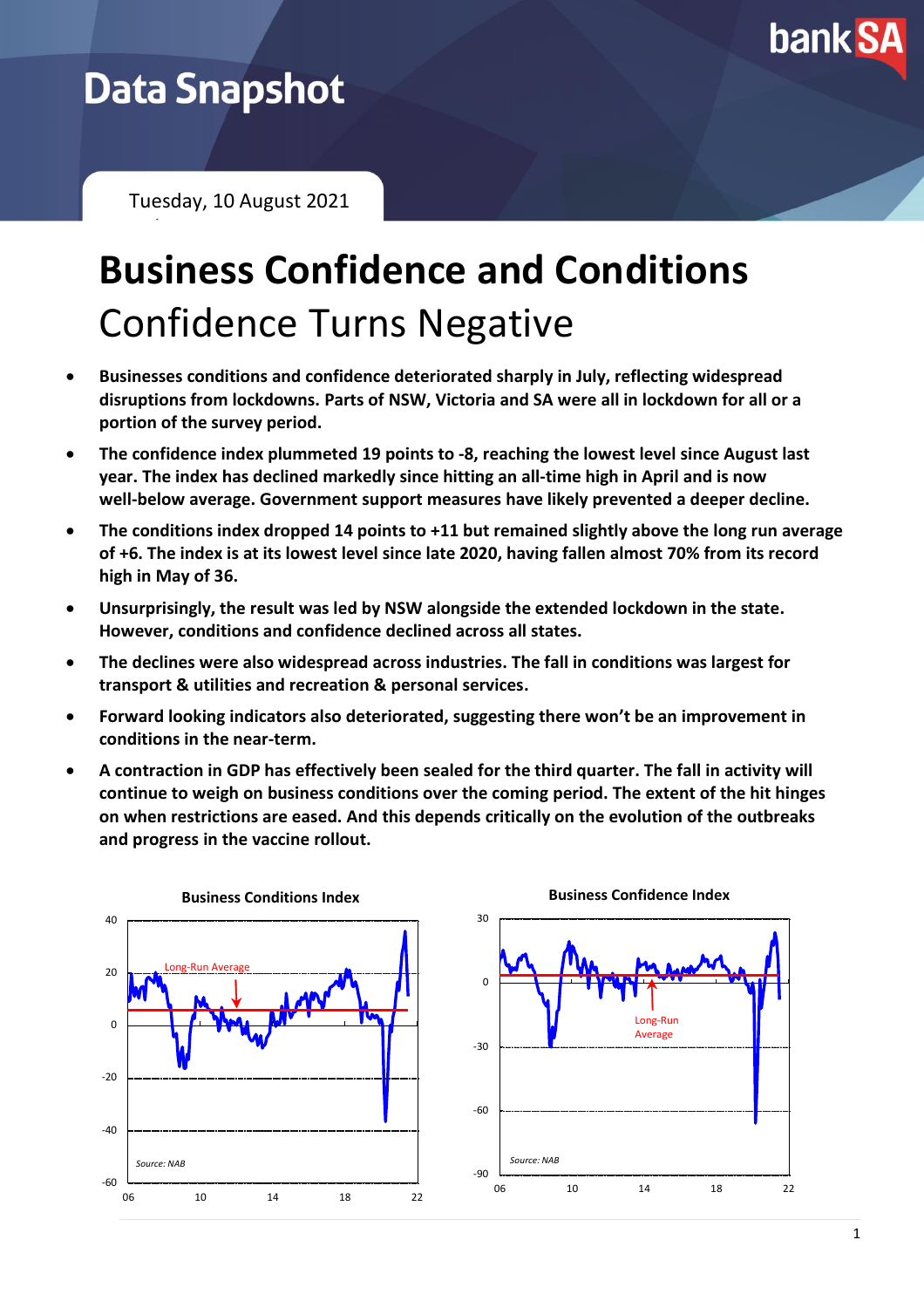# Data Snapshot

Tuesday, 10 August 2021

# Business Confidence and Conditions

## Confidence Turns Negative

- **Businesses conditions and confidence deteriorated sharply in July, reflecting widespread disruptions from lockdowns. Parts of NSW, Victoria and SA were all in lockdown for all or a portion of the survey period.**
- **The confidence index plummeted 19 points to -8, reaching the lowest level since August last year. The index has declined markedly since hitting an all-time high in April and is now well-below average. Government support measures have likely prevented a deeper decline.**
- **The conditions index dropped 14 points to +11 but remained slightly above the long run average of +6. The index is at its lowest level since late 2020, having fallen almost 70% from its record high in May of 36.**
- **Unsurprisingly, the result was led by NSW alongside the extended lockdown in the state. However, conditions and confidence declined across all states.**
- **The declines were also widespread across industries. The fall in conditions was largest for transport & utilities and recreation & personal services.**
- **Forward looking indicators also deteriorated, suggesting there won't be an improvement in conditions in the near-term.**
- **A contraction in GDP has effectively been sealed for the third quarter. The fall in activity will continue to weigh on business conditions over the coming period. The extent of the hit hinges on when restrictions are eased. And this depends critically on the evolution of the outbreaks and progress in the vaccine rollout.**

**Business Conditions Index**

Long-Run Average

Source: NAB

**Business Confidence Index**

Long-Run Average

Source: NAB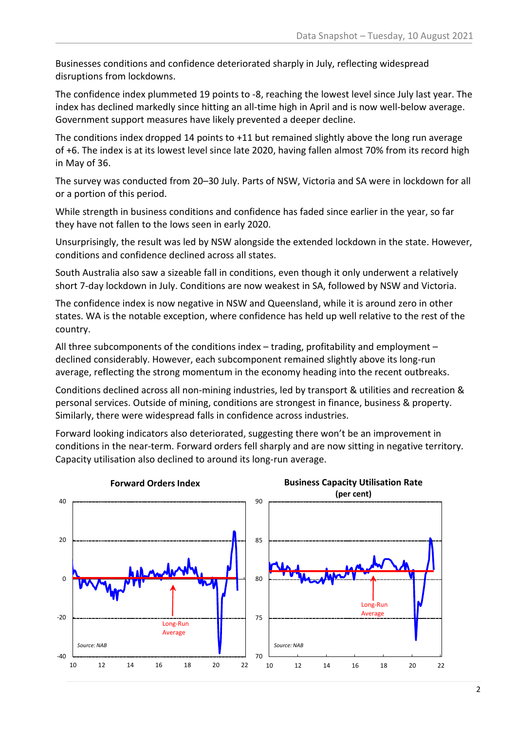Businesses conditions and confidence deteriorated sharply in July, reflecting widespread disruptions from lockdowns.

The confidence index plummeted 19 points to -8, reaching the lowest level since July last year. The index has declined markedly since hitting an all-time high in April and is now well-below average. Government support measures have likely prevented a deeper decline.

The conditions index dropped 14 points to +11 but remained slightly above the long run average of +6. The index is at its lowest level since late 2020, having fallen almost 70% from its record high in May of 36.

The survey was conducted from 20–30 July. Parts of NSW, Victoria and SA were in lockdown for all or a portion of this period.

While strength in business conditions and confidence has faded since earlier in the year, so far they have not fallen to the lows seen in early 2020.

Unsurprisingly, the result was led by NSW alongside the extended lockdown in the state. However, conditions and confidence declined across all states.

South Australia also saw a sizeable fall in conditions, even though it only underwent a relatively short 7-day lockdown in July. Conditions are now weakest in SA, followed by NSW and Victoria.

The confidence index is now negative in NSW and Queensland, while it is around zero in other states. WA is the notable exception, where confidence has held up well relative to the rest of the country.

All three subcomponents of the conditions index – trading, profitability and employment – declined considerably. However, each subcomponent remained slightly above its long-run average, reflecting the strong momentum in the economy heading into the recent outbreaks.

Conditions declined across all non-mining industries, led by transport & utilities and recreation & personal services. Outside of mining, conditions are strongest in finance, business & property. Similarly, there were widespread falls in confidence across industries.

Forward looking indicators also deteriorated, suggesting there won't be an improvement in conditions in the near-term. Forward orders fell sharply and are now sitting in negative territory. Capacity utilisation also declined to around its long-run average.

**Forward Orders Index**

Source: NAB

**Business Capacity Utilisation Rate (per cent)**

Source: NAB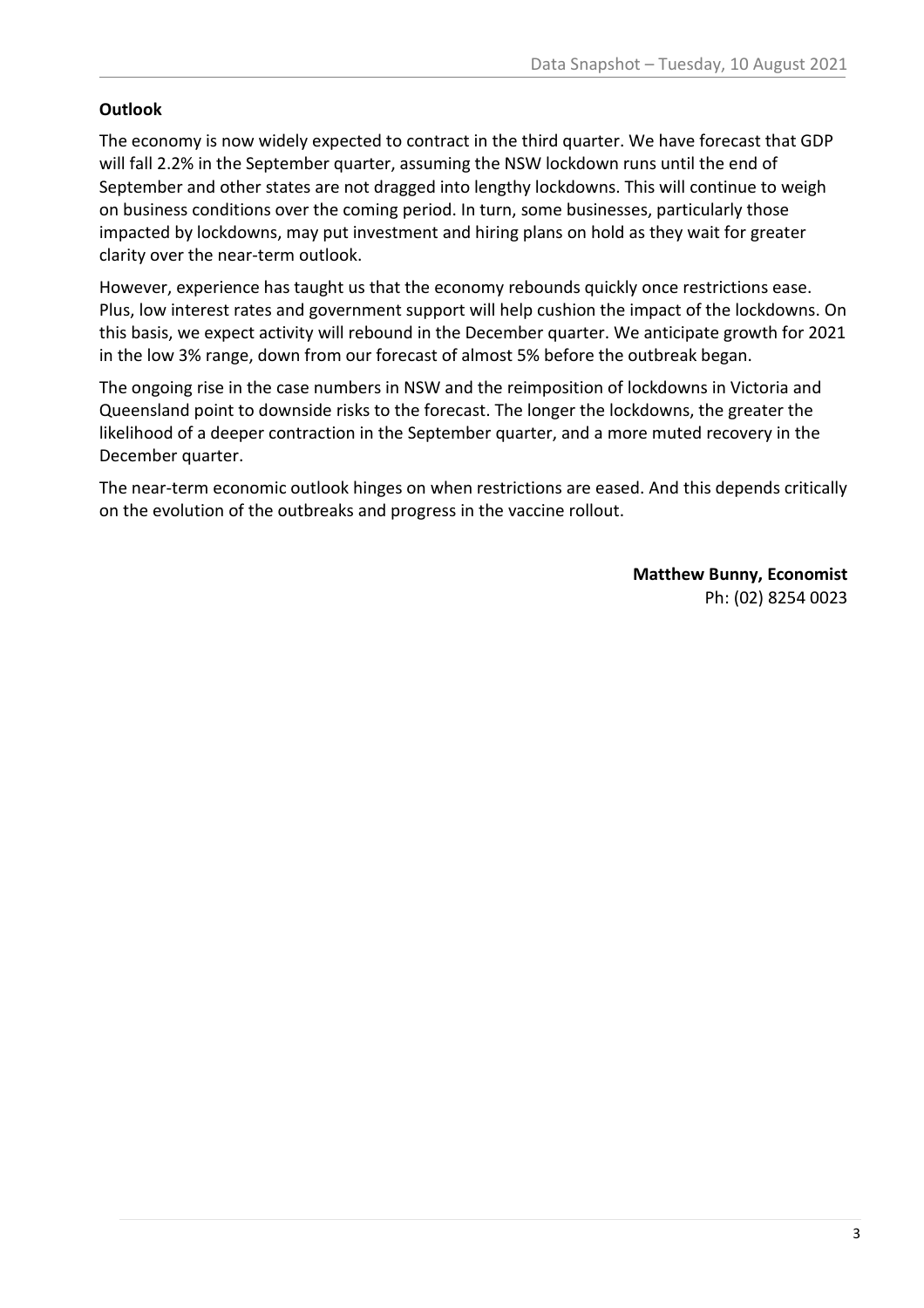**Outlook**

The economy is now widely expected to contract in the third quarter. We have forecast that GDP will fall 2.2% in the September quarter, assuming the NSW lockdown runs until the end of September and other states are not dragged into lengthy lockdowns. This will continue to weigh on business conditions over the coming period. In turn, some businesses, particularly those impacted by lockdowns, may put investment and hiring plans on hold as they wait for greater clarity over the near-term outlook.

However, experience has taught us that the economy rebounds quickly once restrictions ease. Plus, low interest rates and government support will help cushion the impact of the lockdowns. On this basis, we expect activity will rebound in the December quarter. We anticipate growth for 2021 in the low 3% range, down from our forecast of almost 5% before the outbreak began.

The ongoing rise in the case numbers in NSW and the reimposition of lockdowns in Victoria and Queensland point to downside risks to the forecast. The longer the lockdowns, the greater the likelihood of a deeper contraction in the September quarter, and a more muted recovery in the December quarter.

The near-term economic outlook hinges on when restrictions are eased. And this depends critically on the evolution of the outbreaks and progress in the vaccine rollout.

**Matthew Bunny, Economist**
Ph: (02) 8254 0023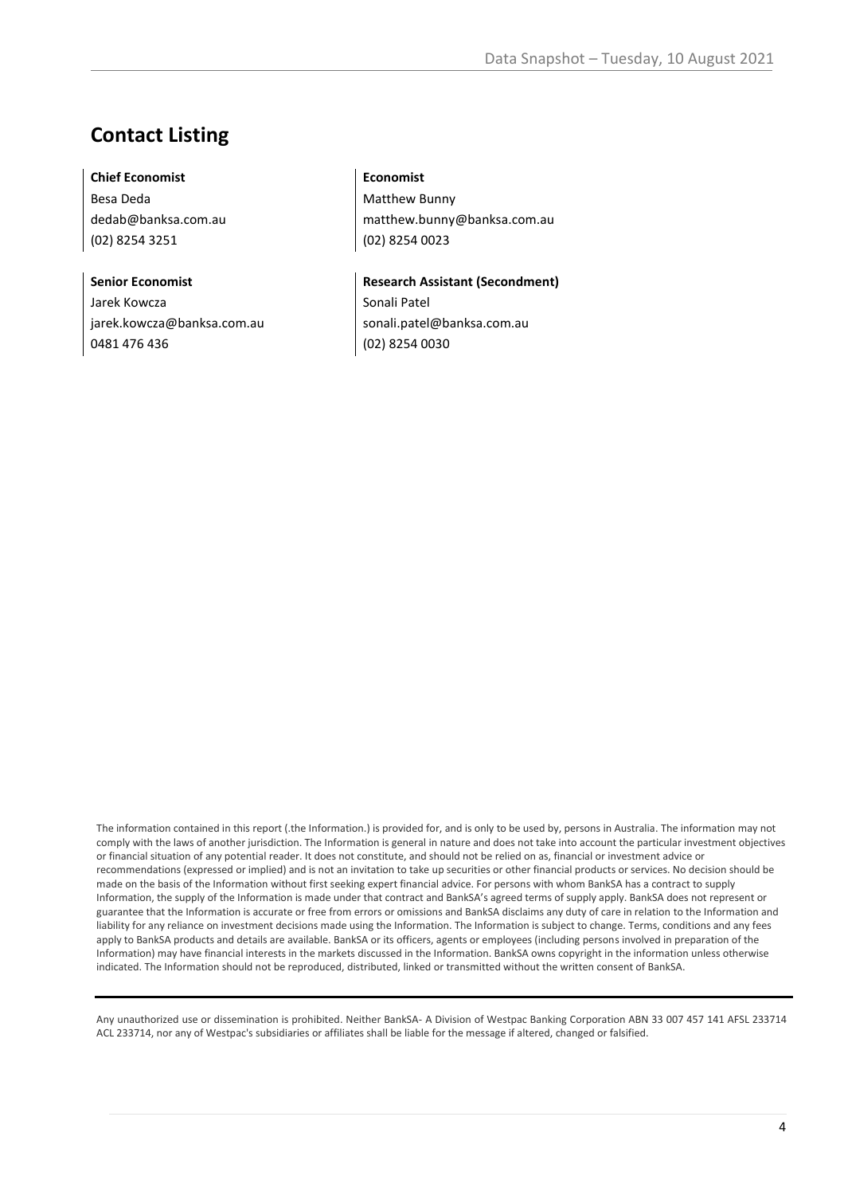## Contact Listing

**Chief Economist**
Besa Deda
dedab@banksa.com.au
(02) 8254 3251

**Senior Economist**
Jarek Kowcza
jarek.kowcza@banksa.com.au
0481 476 436

**Economist**
Matthew Bunny
matthew.bunny@banksa.com.au
(02) 8254 0023

**Research Assistant (Secondment)**
Sonali Patel
sonali.patel@banksa.com.au
(02) 8254 0030

The information contained in this report (.the Information.) is provided for, and is only to be used by, persons in Australia. The information may not comply with the laws of another jurisdiction. The Information is general in nature and does not take into account the particular investment objectives or financial situation of any potential reader. It does not constitute, and should not be relied on as, financial or investment advice or recommendations (expressed or implied) and is not an invitation to take up securities or other financial products or services. No decision should be made on the basis of the Information without first seeking expert financial advice. For persons with whom BankSA has a contract to supply Information, the supply of the Information is made under that contract and BankSA's agreed terms of supply apply. BankSA does not represent or guarantee that the Information is accurate or free from errors or omissions and BankSA disclaims any duty of care in relation to the Information and liability for any reliance on investment decisions made using the Information. The Information is subject to change. Terms, conditions and any fees apply to BankSA products and details are available. BankSA or its officers, agents or employees (including persons involved in preparation of the Information) may have financial interests in the markets discussed in the Information. BankSA owns copyright in the information unless otherwise indicated. The Information should not be reproduced, distributed, linked or transmitted without the written consent of BankSA.

Any unauthorized use or dissemination is prohibited. Neither BankSA- A Division of Westpac Banking Corporation ABN 33 007 457 141 AFSL 233714 ACL 233714, nor any of Westpac's subsidiaries or affiliates shall be liable for the message if altered, changed or falsified.